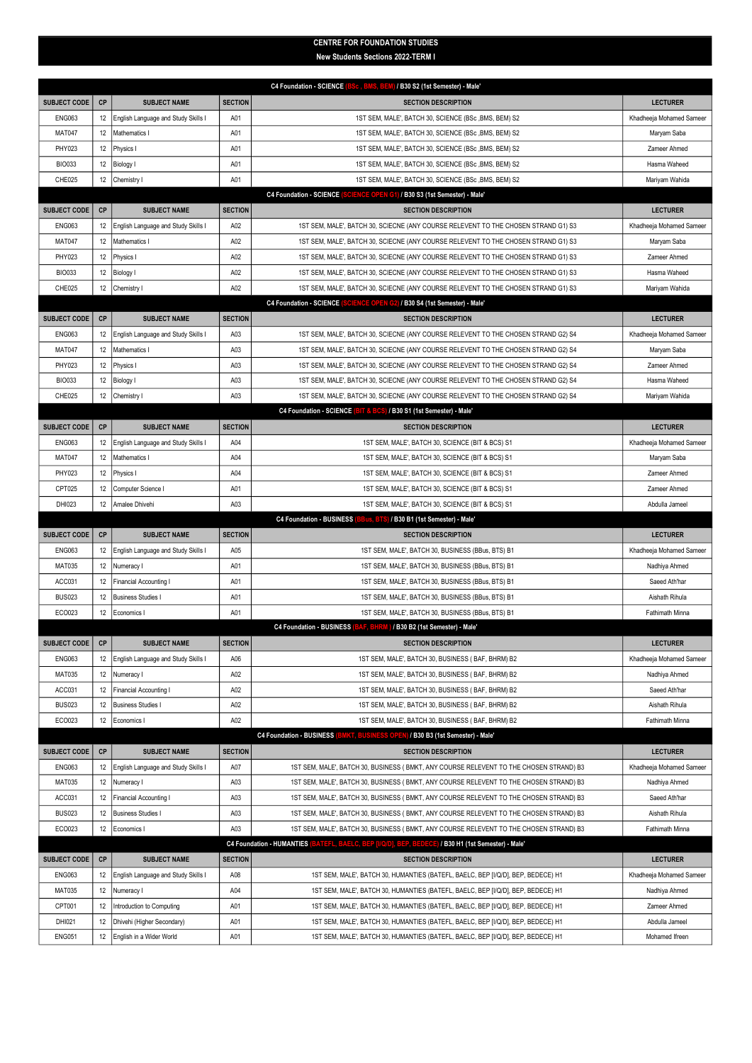# CENTRE FOR FOUNDATION STUDIES

## New Students Sections 2022-TERM I

| SUBJECT CODE | CP | SUBJECT NAME | SECTION | SECTION DESCRIPTION | LECTURER |
|---|---|---|---|---|---|
| **C4 Foundation - SCIENCE (BSc , BMS, BEM) / B30 S2 (1st Semester) - Male'** | | | | | |
| ENG063 | 12 | English Language and Study Skills I | A01 | 1ST SEM, MALE', BATCH 30, SCIENCE (BSc ,BMS, BEM) S2 | Khadheeja Mohamed Sameer |
| MAT047 | 12 | Mathematics I | A01 | 1ST SEM, MALE', BATCH 30, SCIENCE (BSc ,BMS, BEM) S2 | Maryam Saba |
| PHY023 | 12 | Physics I | A01 | 1ST SEM, MALE', BATCH 30, SCIENCE (BSc ,BMS, BEM) S2 | Zameer Ahmed |
| BIO033 | 12 | Biology I | A01 | 1ST SEM, MALE', BATCH 30, SCIENCE (BSc ,BMS, BEM) S2 | Hasma Waheed |
| CHE025 | 12 | Chemistry I | A01 | 1ST SEM, MALE', BATCH 30, SCIENCE (BSc ,BMS, BEM) S2 | Mariyam Wahida |
| **C4 Foundation - SCIENCE (SCIENCE OPEN G1) / B30 S3 (1st Semester) - Male'** | | | | | |
| ENG063 | 12 | English Language and Study Skills I | A02 | 1ST SEM, MALE', BATCH 30, SCIECNE (ANY COURSE RELEVENT TO THE CHOSEN STRAND G1) S3 | Khadheeja Mohamed Sameer |
| MAT047 | 12 | Mathematics I | A02 | 1ST SEM, MALE', BATCH 30, SCIECNE (ANY COURSE RELEVENT TO THE CHOSEN STRAND G1) S3 | Maryam Saba |
| PHY023 | 12 | Physics I | A02 | 1ST SEM, MALE', BATCH 30, SCIECNE (ANY COURSE RELEVENT TO THE CHOSEN STRAND G1) S3 | Zameer Ahmed |
| BIO033 | 12 | Biology I | A02 | 1ST SEM, MALE', BATCH 30, SCIECNE (ANY COURSE RELEVENT TO THE CHOSEN STRAND G1) S3 | Hasma Waheed |
| CHE025 | 12 | Chemistry I | A02 | 1ST SEM, MALE', BATCH 30, SCIECNE (ANY COURSE RELEVENT TO THE CHOSEN STRAND G1) S3 | Mariyam Wahida |
| **C4 Foundation - SCIENCE (SCIENCE OPEN G2) / B30 S4 (1st Semester) - Male'** | | | | | |
| ENG063 | 12 | English Language and Study Skills I | A03 | 1ST SEM, MALE', BATCH 30, SCIECNE (ANY COURSE RELEVENT TO THE CHOSEN STRAND G2) S4 | Khadheeja Mohamed Sameer |
| MAT047 | 12 | Mathematics I | A03 | 1ST SEM, MALE', BATCH 30, SCIECNE (ANY COURSE RELEVENT TO THE CHOSEN STRAND G2) S4 | Maryam Saba |
| PHY023 | 12 | Physics I | A03 | 1ST SEM, MALE', BATCH 30, SCIECNE (ANY COURSE RELEVENT TO THE CHOSEN STRAND G2) S4 | Zameer Ahmed |
| BIO033 | 12 | Biology I | A03 | 1ST SEM, MALE', BATCH 30, SCIECNE (ANY COURSE RELEVENT TO THE CHOSEN STRAND G2) S4 | Hasma Waheed |
| CHE025 | 12 | Chemistry I | A03 | 1ST SEM, MALE', BATCH 30, SCIECNE (ANY COURSE RELEVENT TO THE CHOSEN STRAND G2) S4 | Mariyam Wahida |
| **C4 Foundation - SCIENCE (BIT & BCS) / B30 S1 (1st Semester) - Male'** | | | | | |
| ENG063 | 12 | English Language and Study Skills I | A04 | 1ST SEM, MALE', BATCH 30, SCIENCE (BIT & BCS) S1 | Khadheeja Mohamed Sameer |
| MAT047 | 12 | Mathematics I | A04 | 1ST SEM, MALE', BATCH 30, SCIENCE (BIT & BCS) S1 | Maryam Saba |
| PHY023 | 12 | Physics I | A04 | 1ST SEM, MALE', BATCH 30, SCIENCE (BIT & BCS) S1 | Zameer Ahmed |
| CPT025 | 12 | Computer Science I | A01 | 1ST SEM, MALE', BATCH 30, SCIENCE (BIT & BCS) S1 | Zameer Ahmed |
| DHI023 | 12 | Amalee Dhivehi | A03 | 1ST SEM, MALE', BATCH 30, SCIENCE (BIT & BCS) S1 | Abdulla Jameel |
| **C4 Foundation - BUSINESS (BBus, BTS) / B30 B1 (1st Semester) - Male'** | | | | | |
| ENG063 | 12 | English Language and Study Skills I | A05 | 1ST SEM, MALE', BATCH 30, BUSINESS (BBus, BTS) B1 | Khadheeja Mohamed Sameer |
| MAT035 | 12 | Numeracy I | A01 | 1ST SEM, MALE', BATCH 30, BUSINESS (BBus, BTS) B1 | Nadhiya Ahmed |
| ACC031 | 12 | Financial Accounting I | A01 | 1ST SEM, MALE', BATCH 30, BUSINESS (BBus, BTS) B1 | Saeed Ath'har |
| BUS023 | 12 | Business Studies I | A01 | 1ST SEM, MALE', BATCH 30, BUSINESS (BBus, BTS) B1 | Aishath Rihula |
| ECO023 | 12 | Economics I | A01 | 1ST SEM, MALE', BATCH 30, BUSINESS (BBus, BTS) B1 | Fathimath Minna |
| **C4 Foundation - BUSINESS (BAF, BHRM) / B30 B2 (1st Semester) - Male'** | | | | | |
| ENG063 | 12 | English Language and Study Skills I | A06 | 1ST SEM, MALE', BATCH 30, BUSINESS ( BAF, BHRM) B2 | Khadheeja Mohamed Sameer |
| MAT035 | 12 | Numeracy I | A02 | 1ST SEM, MALE', BATCH 30, BUSINESS ( BAF, BHRM) B2 | Nadhiya Ahmed |
| ACC031 | 12 | Financial Accounting I | A02 | 1ST SEM, MALE', BATCH 30, BUSINESS ( BAF, BHRM) B2 | Saeed Ath'har |
| BUS023 | 12 | Business Studies I | A02 | 1ST SEM, MALE', BATCH 30, BUSINESS ( BAF, BHRM) B2 | Aishath Rihula |
| ECO023 | 12 | Economics I | A02 | 1ST SEM, MALE', BATCH 30, BUSINESS ( BAF, BHRM) B2 | Fathimath Minna |
| **C4 Foundation - BUSINESS (BMKT, BUSINESS OPEN) / B30 B3 (1st Semester) - Male'** | | | | | |
| ENG063 | 12 | English Language and Study Skills I | A07 | 1ST SEM, MALE', BATCH 30, BUSINESS ( BMKT, ANY COURSE RELEVENT TO THE CHOSEN STRAND) B3 | Khadheeja Mohamed Sameer |
| MAT035 | 12 | Numeracy I | A03 | 1ST SEM, MALE', BATCH 30, BUSINESS ( BMKT, ANY COURSE RELEVENT TO THE CHOSEN STRAND) B3 | Nadhiya Ahmed |
| ACC031 | 12 | Financial Accounting I | A03 | 1ST SEM, MALE', BATCH 30, BUSINESS ( BMKT, ANY COURSE RELEVENT TO THE CHOSEN STRAND) B3 | Saeed Ath'har |
| BUS023 | 12 | Business Studies I | A03 | 1ST SEM, MALE', BATCH 30, BUSINESS ( BMKT, ANY COURSE RELEVENT TO THE CHOSEN STRAND) B3 | Aishath Rihula |
| ECO023 | 12 | Economics I | A03 | 1ST SEM, MALE', BATCH 30, BUSINESS ( BMKT, ANY COURSE RELEVENT TO THE CHOSEN STRAND) B3 | Fathimath Minna |
| **C4 Foundation - HUMANTIES (BATEFL, BAELC, BEP [I/Q/D], BEP, BEDECE) / B30 H1 (1st Semester) - Male'** | | | | | |
| ENG063 | 12 | English Language and Study Skills I | A08 | 1ST SEM, MALE', BATCH 30, HUMANTIES (BATEFL, BAELC, BEP [I/Q/D], BEP, BEDECE) H1 | Khadheeja Mohamed Sameer |
| MAT035 | 12 | Numeracy I | A04 | 1ST SEM, MALE', BATCH 30, HUMANTIES (BATEFL, BAELC, BEP [I/Q/D], BEP, BEDECE) H1 | Nadhiya Ahmed |
| CPT001 | 12 | Introduction to Computing | A01 | 1ST SEM, MALE', BATCH 30, HUMANTIES (BATEFL, BAELC, BEP [I/Q/D], BEP, BEDECE) H1 | Zameer Ahmed |
| DHI021 | 12 | Dhivehi (Higher Secondary) | A01 | 1ST SEM, MALE', BATCH 30, HUMANTIES (BATEFL, BAELC, BEP [I/Q/D], BEP, BEDECE) H1 | Abdulla Jameel |
| ENG051 | 12 | English in a Wider World | A01 | 1ST SEM, MALE', BATCH 30, HUMANTIES (BATEFL, BAELC, BEP [I/Q/D], BEP, BEDECE) H1 | Mohamed Ifreen |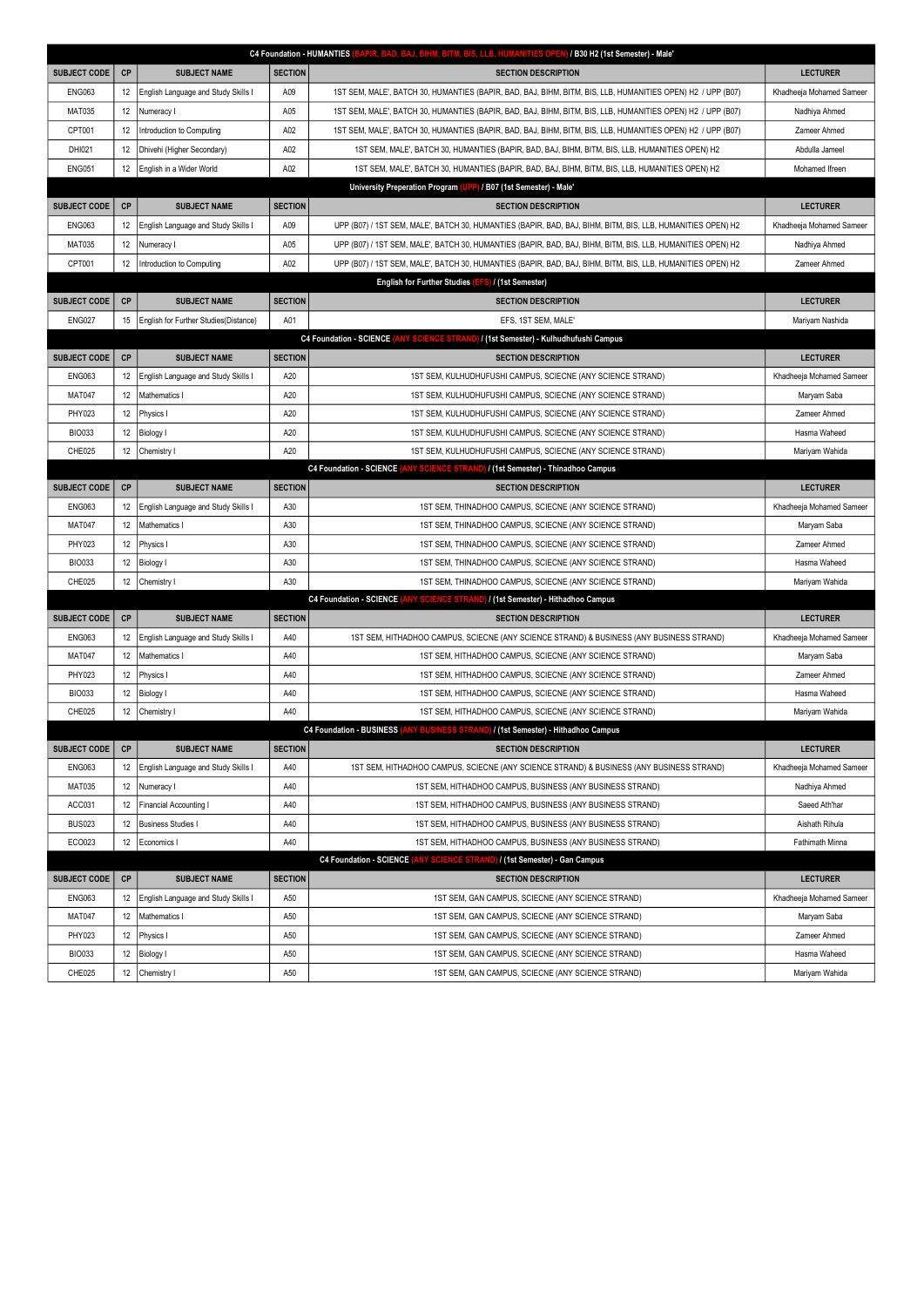| SUBJECT CODE | CP | SUBJECT NAME | SECTION | SECTION DESCRIPTION | LECTURER |
|---|---|---|---|---|---|
| **C4 Foundation - HUMANTIES (BAPIR, BAD, BAJ, BIHM, BITM, BIS, LLB, HUMANITIES OPEN) / B30 H2 (1st Semester) - Male'** | | | | | |
| ENG063 | 12 | English Language and Study Skills I | A09 | 1ST SEM, MALE', BATCH 30, HUMANTIES (BAPIR, BAD, BAJ, BIHM, BITM, BIS, LLB, HUMANITIES OPEN) H2 / UPP (B07) | Khadheeja Mohamed Sameer |
| MAT035 | 12 | Numeracy I | A05 | 1ST SEM, MALE', BATCH 30, HUMANTIES (BAPIR, BAD, BAJ, BIHM, BITM, BIS, LLB, HUMANITIES OPEN) H2 / UPP (B07) | Nadhiya Ahmed |
| CPT001 | 12 | Introduction to Computing | A02 | 1ST SEM, MALE', BATCH 30, HUMANTIES (BAPIR, BAD, BAJ, BIHM, BITM, BIS, LLB, HUMANITIES OPEN) H2 / UPP (B07) | Zameer Ahmed |
| DHI021 | 12 | Dhivehi (Higher Secondary) | A02 | 1ST SEM, MALE', BATCH 30, HUMANTIES (BAPIR, BAD, BAJ, BIHM, BITM, BIS, LLB, HUMANITIES OPEN) H2 | Abdulla Jameel |
| ENG051 | 12 | English in a Wider World | A02 | 1ST SEM, MALE', BATCH 30, HUMANTIES (BAPIR, BAD, BAJ, BIHM, BITM, BIS, LLB, HUMANITIES OPEN) H2 | Mohamed Ifreen |
| **University Preperation Program (UPP) / B07 (1st Semester) - Male'** | | | | | |
| SUBJECT CODE | CP | SUBJECT NAME | SECTION | SECTION DESCRIPTION | LECTURER |
| ENG063 | 12 | English Language and Study Skills I | A09 | UPP (B07) / 1ST SEM, MALE', BATCH 30, HUMANTIES (BAPIR, BAD, BAJ, BIHM, BITM, BIS, LLB, HUMANITIES OPEN) H2 | Khadheeja Mohamed Sameer |
| MAT035 | 12 | Numeracy I | A05 | UPP (B07) / 1ST SEM, MALE', BATCH 30, HUMANTIES (BAPIR, BAD, BAJ, BIHM, BITM, BIS, LLB, HUMANITIES OPEN) H2 | Nadhiya Ahmed |
| CPT001 | 12 | Introduction to Computing | A02 | UPP (B07) / 1ST SEM, MALE', BATCH 30, HUMANTIES (BAPIR, BAD, BAJ, BIHM, BITM, BIS, LLB, HUMANITIES OPEN) H2 | Zameer Ahmed |
| **English for Further Studies (EFS) / (1st Semester)** | | | | | |
| SUBJECT CODE | CP | SUBJECT NAME | SECTION | SECTION DESCRIPTION | LECTURER |
| ENG027 | 15 | English for Further Studies(Distance) | A01 | EFS, 1ST SEM, MALE' | Mariyam Nashida |
| **C4 Foundation - SCIENCE (ANY SCIENCE STRAND) / (1st Semester) - Kulhudhufushi Campus** | | | | | |
| SUBJECT CODE | CP | SUBJECT NAME | SECTION | SECTION DESCRIPTION | LECTURER |
| ENG063 | 12 | English Language and Study Skills I | A20 | 1ST SEM, KULHUDHUFUSHI CAMPUS, SCIECNE (ANY SCIENCE STRAND) | Khadheeja Mohamed Sameer |
| MAT047 | 12 | Mathematics I | A20 | 1ST SEM, KULHUDHUFUSHI CAMPUS, SCIECNE (ANY SCIENCE STRAND) | Maryam Saba |
| PHY023 | 12 | Physics I | A20 | 1ST SEM, KULHUDHUFUSHI CAMPUS, SCIECNE (ANY SCIENCE STRAND) | Zameer Ahmed |
| BIO033 | 12 | Biology I | A20 | 1ST SEM, KULHUDHUFUSHI CAMPUS, SCIECNE (ANY SCIENCE STRAND) | Hasma Waheed |
| CHE025 | 12 | Chemistry I | A20 | 1ST SEM, KULHUDHUFUSHI CAMPUS, SCIECNE (ANY SCIENCE STRAND) | Mariyam Wahida |
| **C4 Foundation - SCIENCE (ANY SCIENCE STRAND) / (1st Semester) - Thinadhoo Campus** | | | | | |
| SUBJECT CODE | CP | SUBJECT NAME | SECTION | SECTION DESCRIPTION | LECTURER |
| ENG063 | 12 | English Language and Study Skills I | A30 | 1ST SEM, THINADHOO CAMPUS, SCIECNE (ANY SCIENCE STRAND) | Khadheeja Mohamed Sameer |
| MAT047 | 12 | Mathematics I | A30 | 1ST SEM, THINADHOO CAMPUS, SCIECNE (ANY SCIENCE STRAND) | Maryam Saba |
| PHY023 | 12 | Physics I | A30 | 1ST SEM, THINADHOO CAMPUS, SCIECNE (ANY SCIENCE STRAND) | Zameer Ahmed |
| BIO033 | 12 | Biology I | A30 | 1ST SEM, THINADHOO CAMPUS, SCIECNE (ANY SCIENCE STRAND) | Hasma Waheed |
| CHE025 | 12 | Chemistry I | A30 | 1ST SEM, THINADHOO CAMPUS, SCIECNE (ANY SCIENCE STRAND) | Mariyam Wahida |
| **C4 Foundation - SCIENCE (ANY SCIENCE STRAND) / (1st Semester) - Hithadhoo Campus** | | | | | |
| SUBJECT CODE | CP | SUBJECT NAME | SECTION | SECTION DESCRIPTION | LECTURER |
| ENG063 | 12 | English Language and Study Skills I | A40 | 1ST SEM, HITHADHOO CAMPUS, SCIECNE (ANY SCIENCE STRAND) & BUSINESS (ANY BUSINESS STRAND) | Khadheeja Mohamed Sameer |
| MAT047 | 12 | Mathematics I | A40 | 1ST SEM, HITHADHOO CAMPUS, SCIECNE (ANY SCIENCE STRAND) | Maryam Saba |
| PHY023 | 12 | Physics I | A40 | 1ST SEM, HITHADHOO CAMPUS, SCIECNE (ANY SCIENCE STRAND) | Zameer Ahmed |
| BIO033 | 12 | Biology I | A40 | 1ST SEM, HITHADHOO CAMPUS, SCIECNE (ANY SCIENCE STRAND) | Hasma Waheed |
| CHE025 | 12 | Chemistry I | A40 | 1ST SEM, HITHADHOO CAMPUS, SCIECNE (ANY SCIENCE STRAND) | Mariyam Wahida |
| **C4 Foundation - BUSINESS (ANY BUSINESS STRAND) / (1st Semester) - Hithadhoo Campus** | | | | | |
| SUBJECT CODE | CP | SUBJECT NAME | SECTION | SECTION DESCRIPTION | LECTURER |
| ENG063 | 12 | English Language and Study Skills I | A40 | 1ST SEM, HITHADHOO CAMPUS, SCIECNE (ANY SCIENCE STRAND) & BUSINESS (ANY BUSINESS STRAND) | Khadheeja Mohamed Sameer |
| MAT035 | 12 | Numeracy I | A40 | 1ST SEM, HITHADHOO CAMPUS, BUSINESS (ANY BUSINESS STRAND) | Nadhiya Ahmed |
| ACC031 | 12 | Financial Accounting I | A40 | 1ST SEM, HITHADHOO CAMPUS, BUSINESS (ANY BUSINESS STRAND) | Saeed Ath'har |
| BUS023 | 12 | Business Studies I | A40 | 1ST SEM, HITHADHOO CAMPUS, BUSINESS (ANY BUSINESS STRAND) | Aishath Rihula |
| ECO023 | 12 | Economics I | A40 | 1ST SEM, HITHADHOO CAMPUS, BUSINESS (ANY BUSINESS STRAND) | Fathimath Minna |
| **C4 Foundation - SCIENCE (ANY SCIENCE STRAND) / (1st Semester) - Gan Campus** | | | | | |
| SUBJECT CODE | CP | SUBJECT NAME | SECTION | SECTION DESCRIPTION | LECTURER |
| ENG063 | 12 | English Language and Study Skills I | A50 | 1ST SEM, GAN CAMPUS, SCIECNE (ANY SCIENCE STRAND) | Khadheeja Mohamed Sameer |
| MAT047 | 12 | Mathematics I | A50 | 1ST SEM, GAN CAMPUS, SCIECNE (ANY SCIENCE STRAND) | Maryam Saba |
| PHY023 | 12 | Physics I | A50 | 1ST SEM, GAN CAMPUS, SCIECNE (ANY SCIENCE STRAND) | Zameer Ahmed |
| BIO033 | 12 | Biology I | A50 | 1ST SEM, GAN CAMPUS, SCIECNE (ANY SCIENCE STRAND) | Hasma Waheed |
| CHE025 | 12 | Chemistry I | A50 | 1ST SEM, GAN CAMPUS, SCIECNE (ANY SCIENCE STRAND) | Mariyam Wahida |